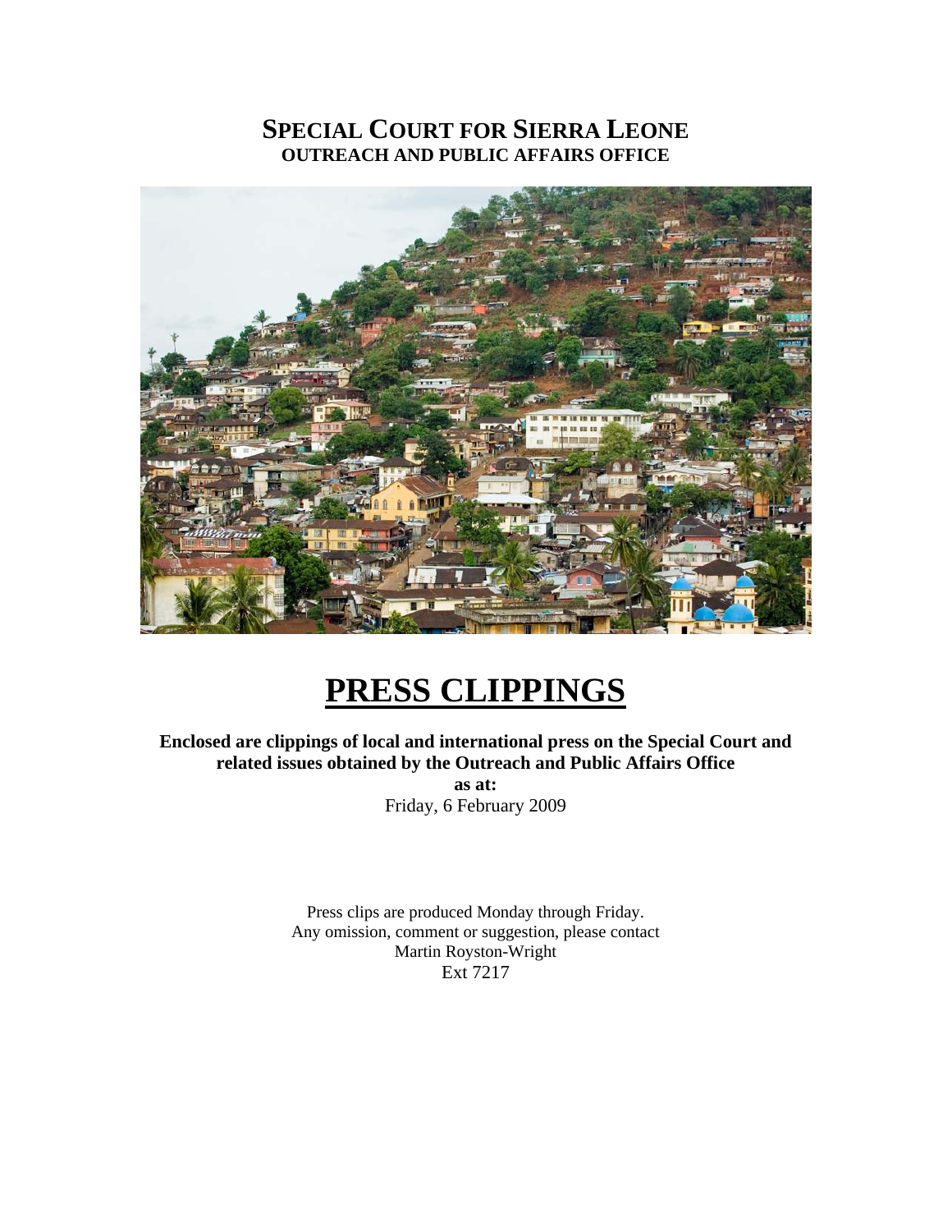# SPECIAL COURT FOR SIERRA LEONE
## OUTREACH AND PUBLIC AFFAIRS OFFICE

# PRESS CLIPPINGS

**Enclosed are clippings of local and international press on the Special Court and related issues obtained by the Outreach and Public Affairs Office**

**as at:**

Friday, 6 February 2009

Press clips are produced Monday through Friday.
Any omission, comment or suggestion, please contact
Martin Royston-Wright
Ext 7217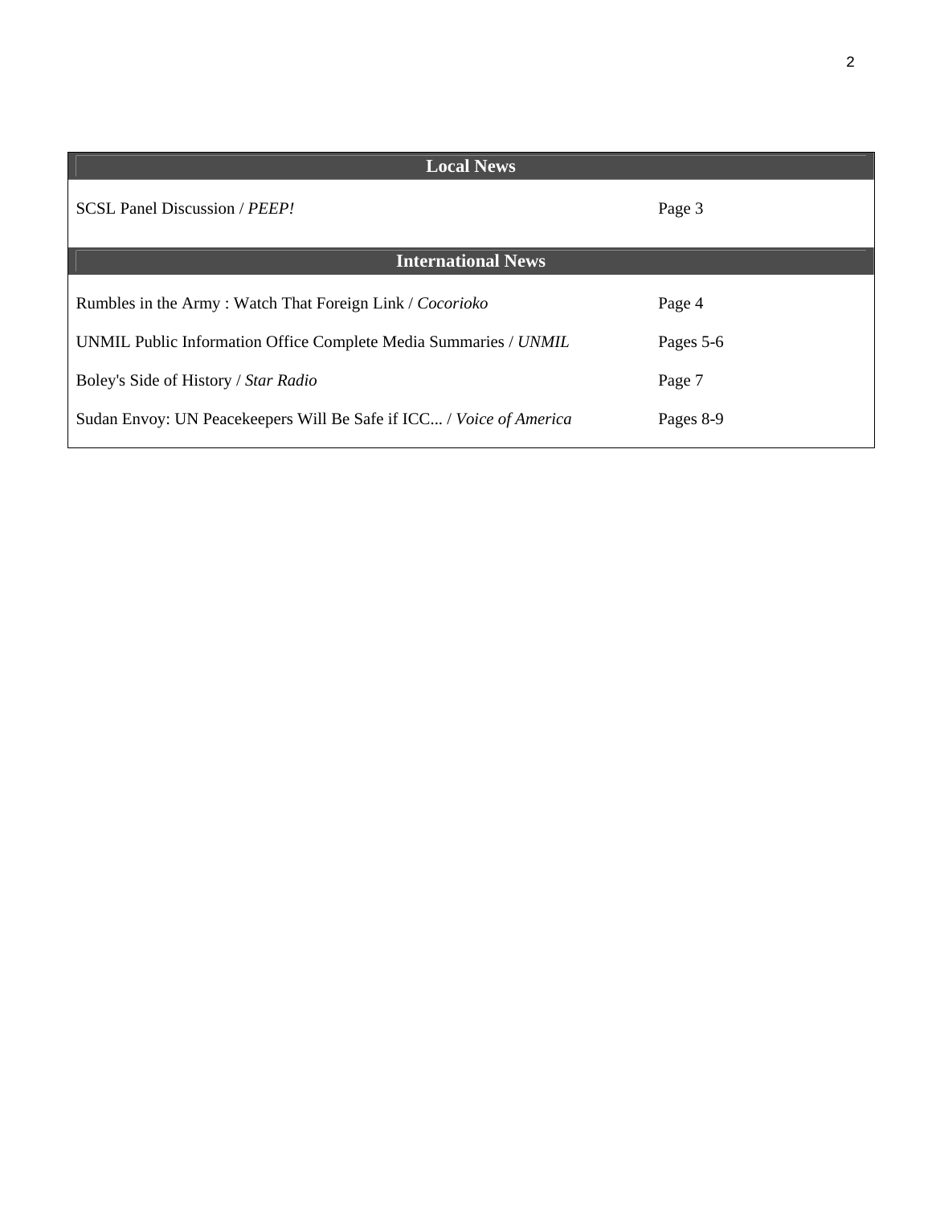| Local News | |
| --- | --- |
| SCSL Panel Discussion / *PEEP!* | Page 3 |
| **International News** | |
| Rumbles in the Army : Watch That Foreign Link / *Cocorioko* | Page 4 |
| UNMIL Public Information Office Complete Media Summaries / *UNMIL* | Pages 5-6 |
| Boley's Side of History / *Star Radio* | Page 7 |
| Sudan Envoy: UN Peacekeepers Will Be Safe if ICC... / *Voice of America* | Pages 8-9 |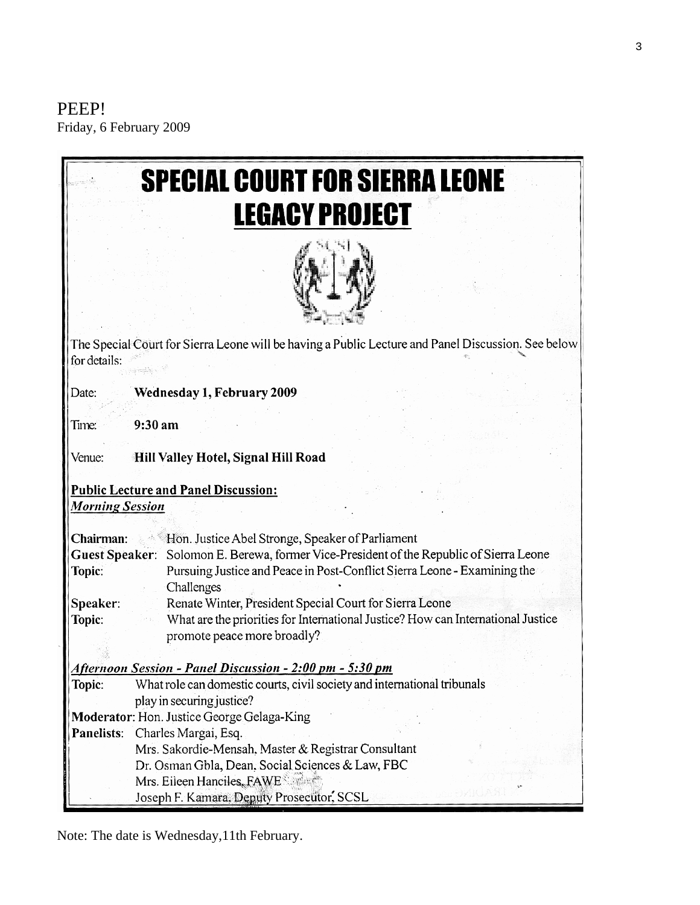PEEP!
Friday, 6 February 2009

# SPECIAL COURT FOR SIERRA LEONE
## LEGACY PROJECT

The Special Court for Sierra Leone will be having a Public Lecture and Panel Discussion. See below for details:

Date: **Wednesday 1, February 2009**

Time: **9:30 am**

Venue: **Hill Valley Hotel, Signal Hill Road**

**Public Lecture and Panel Discussion:**
*Morning Session*

**Chairman**: Hon. Justice Abel Stronge, Speaker of Parliament
**Guest Speaker**: Solomon E. Berewa, former Vice-President of the Republic of Sierra Leone
**Topic**: Pursuing Justice and Peace in Post-Conflict Sierra Leone - Examining the Challenges
**Speaker**: Renate Winter, President Special Court for Sierra Leone
**Topic**: What are the priorities for International Justice? How can International Justice promote peace more broadly?

***Afternoon Session - Panel Discussion - 2:00 pm - 5:30 pm***

**Topic**: What role can domestic courts, civil society and international tribunals play in securing justice?
**Moderator**: Hon. Justice George Gelaga-King
**Panelists**: Charles Margai, Esq.
Mrs. Sakordie-Mensah, Master & Registrar Consultant
Dr. Osman Gbla, Dean, Social Sciences & Law, FBC
Mrs. Eileen Hanciles, FAWE
Joseph F. Kamara, Deputy Prosecutor, SCSL

Note: The date is Wednesday,11th February.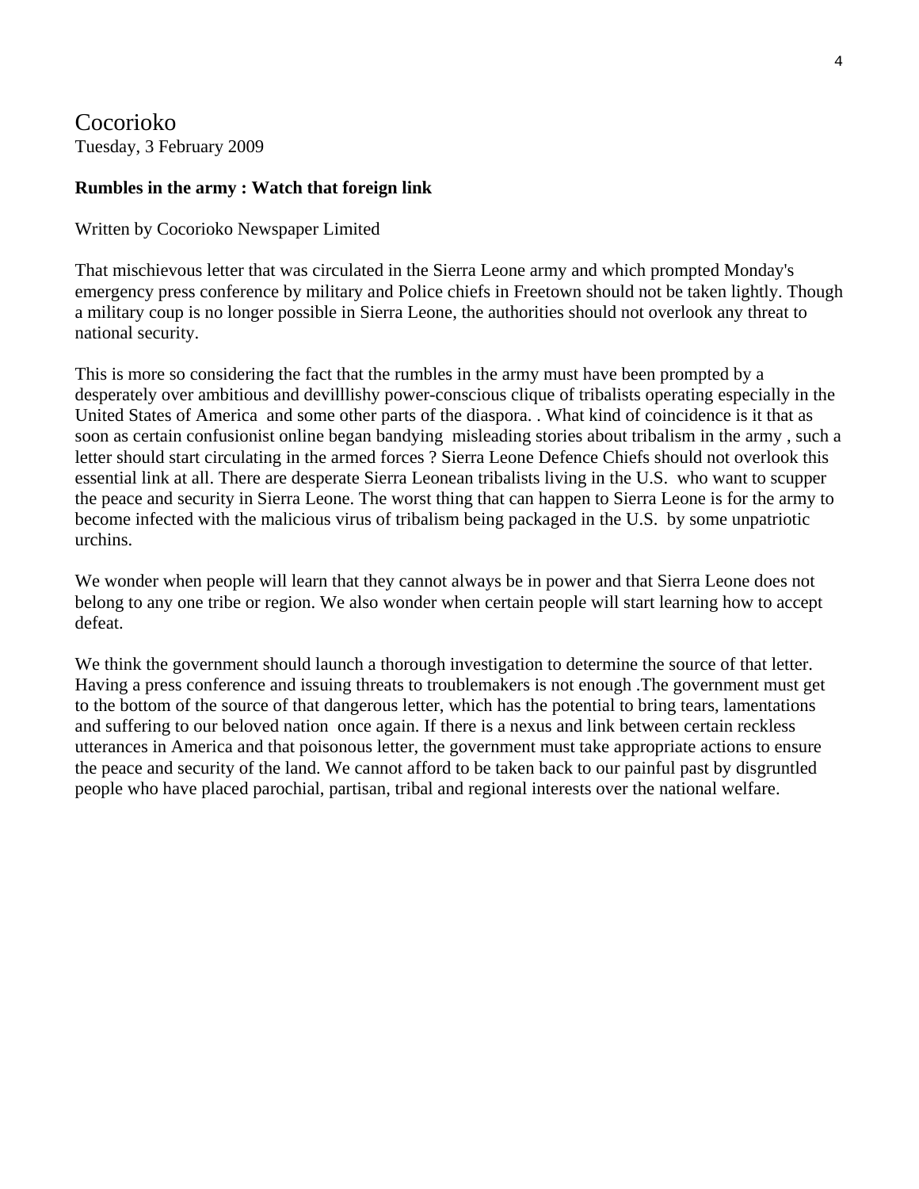Cocorioko

Tuesday, 3 February 2009

**Rumbles in the army : Watch that foreign link**

Written by Cocorioko Newspaper Limited

That mischievous letter that was circulated in the Sierra Leone army and which prompted Monday's emergency press conference by military and Police chiefs in Freetown should not be taken lightly. Though a military coup is no longer possible in Sierra Leone, the authorities should not overlook any threat to national security.

This is more so considering the fact that the rumbles in the army must have been prompted by a desperately over ambitious and devilllishy power-conscious clique of tribalists operating especially in the United States of America  and some other parts of the diaspora. . What kind of coincidence is it that as soon as certain confusionist online began bandying  misleading stories about tribalism in the army , such a letter should start circulating in the armed forces ? Sierra Leone Defence Chiefs should not overlook this essential link at all. There are desperate Sierra Leonean tribalists living in the U.S.  who want to scupper the peace and security in Sierra Leone. The worst thing that can happen to Sierra Leone is for the army to become infected with the malicious virus of tribalism being packaged in the U.S.  by some unpatriotic urchins.

We wonder when people will learn that they cannot always be in power and that Sierra Leone does not belong to any one tribe or region. We also wonder when certain people will start learning how to accept defeat.

We think the government should launch a thorough investigation to determine the source of that letter. Having a press conference and issuing threats to troublemakers is not enough .The government must get to the bottom of the source of that dangerous letter, which has the potential to bring tears, lamentations and suffering to our beloved nation  once again. If there is a nexus and link between certain reckless utterances in America and that poisonous letter, the government must take appropriate actions to ensure the peace and security of the land. We cannot afford to be taken back to our painful past by disgruntled people who have placed parochial, partisan, tribal and regional interests over the national welfare.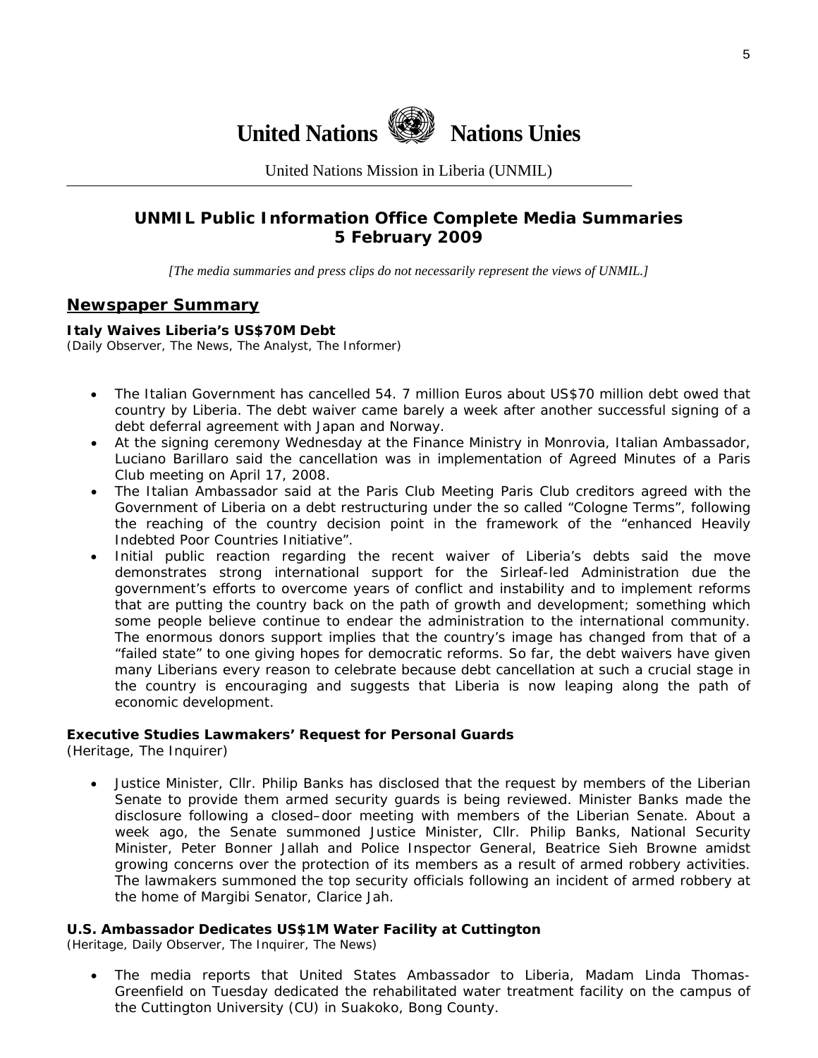# United Nations Nations Unies

United Nations Mission in Liberia (UNMIL)

## UNMIL Public Information Office Complete Media Summaries 5 February 2009

*[The media summaries and press clips do not necessarily represent the views of UNMIL.]*

## Newspaper Summary

**Italy Waives Liberia's US$70M Debt**
(Daily Observer, The News, The Analyst, The Informer)

- The Italian Government has cancelled 54. 7 million Euros about US$70 million debt owed that country by Liberia. The debt waiver came barely a week after another successful signing of a debt deferral agreement with Japan and Norway.
- At the signing ceremony Wednesday at the Finance Ministry in Monrovia, Italian Ambassador, Luciano Barillaro said the cancellation was in implementation of Agreed Minutes of a Paris Club meeting on April 17, 2008.
- The Italian Ambassador said at the Paris Club Meeting Paris Club creditors agreed with the Government of Liberia on a debt restructuring under the so called "Cologne Terms", following the reaching of the country decision point in the framework of the "enhanced Heavily Indebted Poor Countries Initiative".
- Initial public reaction regarding the recent waiver of Liberia's debts said the move demonstrates strong international support for the Sirleaf-led Administration due the government's efforts to overcome years of conflict and instability and to implement reforms that are putting the country back on the path of growth and development; something which some people believe continue to endear the administration to the international community. The enormous donors support implies that the country's image has changed from that of a "failed state" to one giving hopes for democratic reforms. So far, the debt waivers have given many Liberians every reason to celebrate because debt cancellation at such a crucial stage in the country is encouraging and suggests that Liberia is now leaping along the path of economic development.

**Executive Studies Lawmakers' Request for Personal Guards**
(Heritage, The Inquirer)

- Justice Minister, Cllr. Philip Banks has disclosed that the request by members of the Liberian Senate to provide them armed security guards is being reviewed. Minister Banks made the disclosure following a closed–door meeting with members of the Liberian Senate. About a week ago, the Senate summoned Justice Minister, Cllr. Philip Banks, National Security Minister, Peter Bonner Jallah and Police Inspector General, Beatrice Sieh Browne amidst growing concerns over the protection of its members as a result of armed robbery activities. The lawmakers summoned the top security officials following an incident of armed robbery at the home of Margibi Senator, Clarice Jah.

**U.S. Ambassador Dedicates US$1M Water Facility at Cuttington**
(Heritage, Daily Observer, The Inquirer, The News)

- The media reports that United States Ambassador to Liberia, Madam Linda Thomas-Greenfield on Tuesday dedicated the rehabilitated water treatment facility on the campus of the Cuttington University (CU) in Suakoko, Bong County.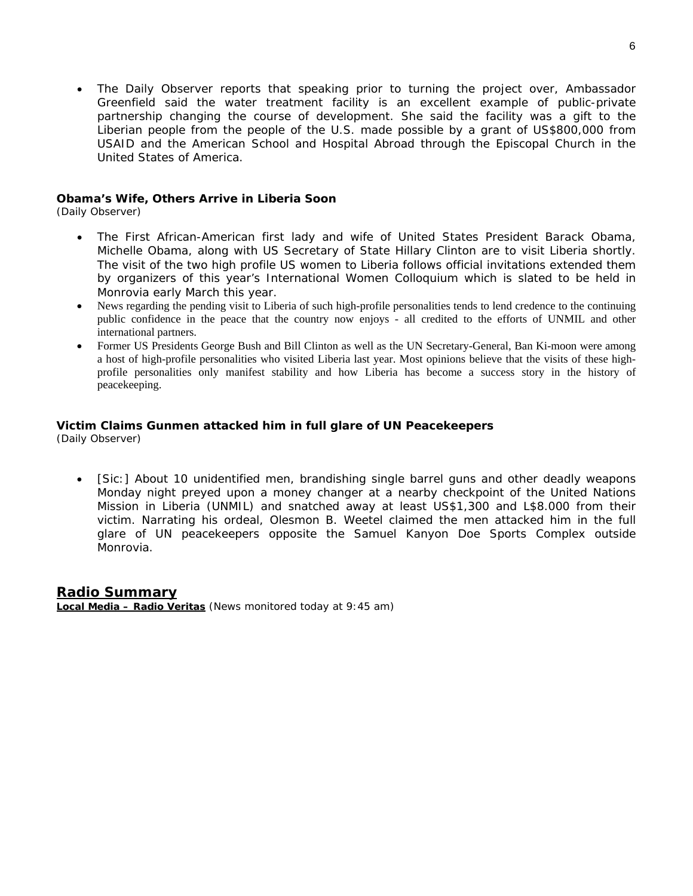- The Daily Observer reports that speaking prior to turning the project over, Ambassador Greenfield said the water treatment facility is an excellent example of public-private partnership changing the course of development. She said the facility was a gift to the Liberian people from the people of the U.S. made possible by a grant of US$800,000 from USAID and the American School and Hospital Abroad through the Episcopal Church in the United States of America.

### Obama's Wife, Others Arrive in Liberia Soon
(Daily Observer)

- The First African-American first lady and wife of United States President Barack Obama, Michelle Obama, along with US Secretary of State Hillary Clinton are to visit Liberia shortly. The visit of the two high profile US women to Liberia follows official invitations extended them by organizers of this year's International Women Colloquium which is slated to be held in Monrovia early March this year.
- News regarding the pending visit to Liberia of such high-profile personalities tends to lend credence to the continuing public confidence in the peace that the country now enjoys - all credited to the efforts of UNMIL and other international partners.
- Former US Presidents George Bush and Bill Clinton as well as the UN Secretary-General, Ban Ki-moon were among a host of high-profile personalities who visited Liberia last year. Most opinions believe that the visits of these high-profile personalities only manifest stability and how Liberia has become a success story in the history of peacekeeping.

### Victim Claims Gunmen attacked him in full glare of UN Peacekeepers
(Daily Observer)

- [Sic:] About 10 unidentified men, brandishing single barrel guns and other deadly weapons Monday night preyed upon a money changer at a nearby checkpoint of the United Nations Mission in Liberia (UNMIL) and snatched away at least US$1,300 and L$8.000 from their victim. Narrating his ordeal, Olesmon B. Weetel claimed the men attacked him in the full glare of UN peacekeepers opposite the Samuel Kanyon Doe Sports Complex outside Monrovia.

## Radio Summary

**Local Media – Radio Veritas** (News monitored today at 9:45 am)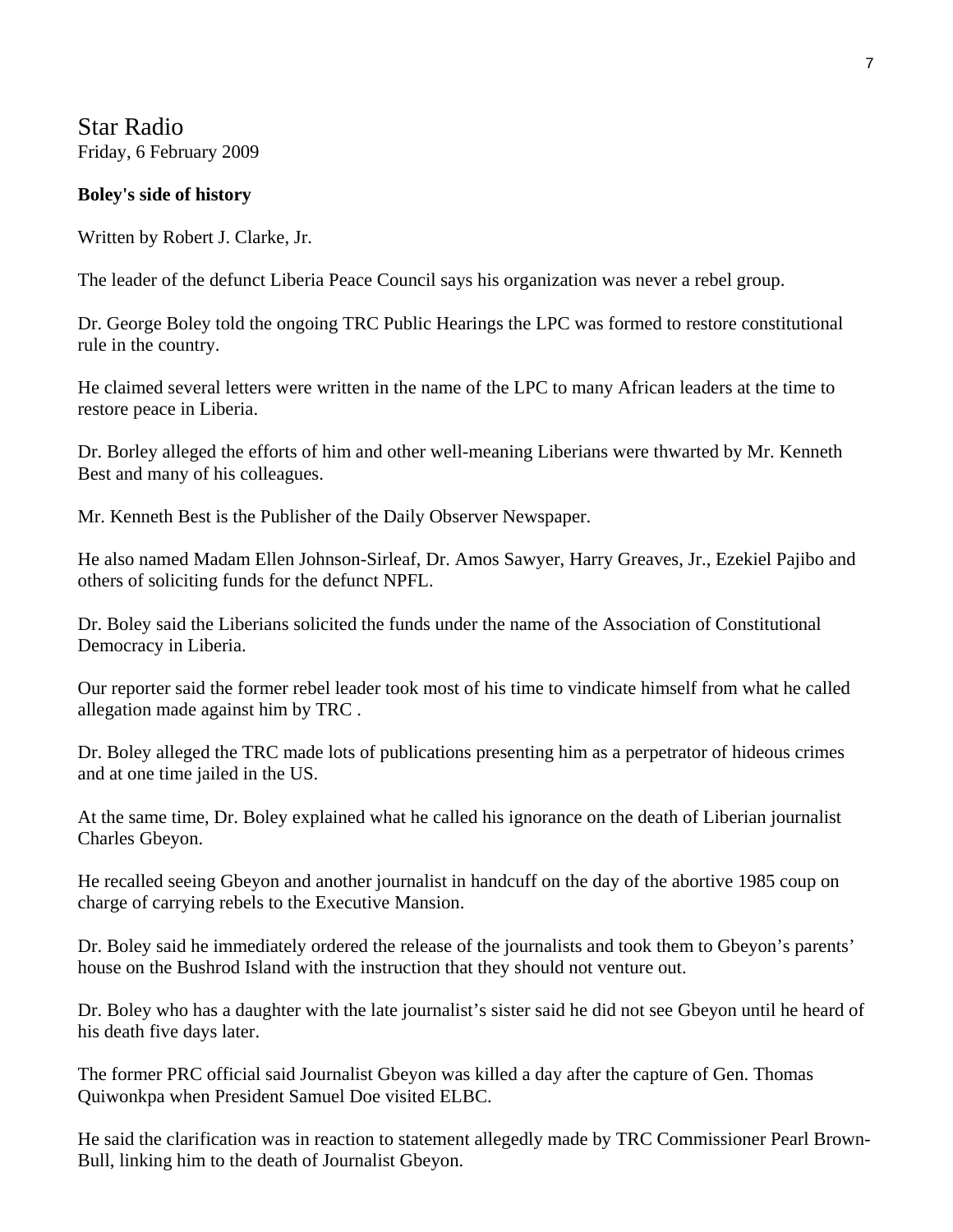Star Radio
Friday, 6 February 2009

**Boley's side of history**

Written by Robert J. Clarke, Jr.

The leader of the defunct Liberia Peace Council says his organization was never a rebel group.

Dr. George Boley told the ongoing TRC Public Hearings the LPC was formed to restore constitutional rule in the country.

He claimed several letters were written in the name of the LPC to many African leaders at the time to restore peace in Liberia.

Dr. Borley alleged the efforts of him and other well-meaning Liberians were thwarted by Mr. Kenneth Best and many of his colleagues.

Mr. Kenneth Best is the Publisher of the Daily Observer Newspaper.

He also named Madam Ellen Johnson-Sirleaf, Dr. Amos Sawyer, Harry Greaves, Jr., Ezekiel Pajibo and others of soliciting funds for the defunct NPFL.

Dr. Boley said the Liberians solicited the funds under the name of the Association of Constitutional Democracy in Liberia.

Our reporter said the former rebel leader took most of his time to vindicate himself from what he called allegation made against him by TRC .

Dr. Boley alleged the TRC made lots of publications presenting him as a perpetrator of hideous crimes and at one time jailed in the US.

At the same time, Dr. Boley explained what he called his ignorance on the death of Liberian journalist Charles Gbeyon.

He recalled seeing Gbeyon and another journalist in handcuff on the day of the abortive 1985 coup on charge of carrying rebels to the Executive Mansion.

Dr. Boley said he immediately ordered the release of the journalists and took them to Gbeyon's parents' house on the Bushrod Island with the instruction that they should not venture out.

Dr. Boley who has a daughter with the late journalist's sister said he did not see Gbeyon until he heard of his death five days later.

The former PRC official said Journalist Gbeyon was killed a day after the capture of Gen. Thomas Quiwonkpa when President Samuel Doe visited ELBC.

He said the clarification was in reaction to statement allegedly made by TRC Commissioner Pearl Brown-Bull, linking him to the death of Journalist Gbeyon.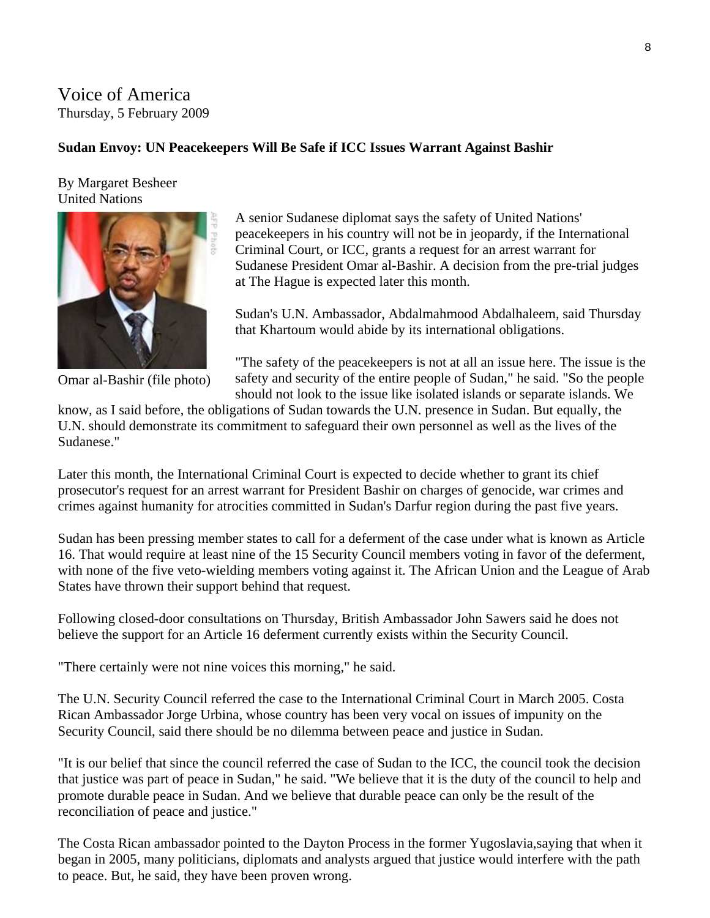# Voice of America

Thursday, 5 February 2009

**Sudan Envoy: UN Peacekeepers Will Be Safe if ICC Issues Warrant Against Bashir**

By Margaret Besheer
United Nations

Omar al-Bashir (file photo)

A senior Sudanese diplomat says the safety of United Nations' peacekeepers in his country will not be in jeopardy, if the International Criminal Court, or ICC, grants a request for an arrest warrant for Sudanese President Omar al-Bashir. A decision from the pre-trial judges at The Hague is expected later this month.

Sudan's U.N. Ambassador, Abdalmahmood Abdalhaleem, said Thursday that Khartoum would abide by its international obligations.

"The safety of the peacekeepers is not at all an issue here. The issue is the safety and security of the entire people of Sudan," he said. "So the people should not look to the issue like isolated islands or separate islands. We know, as I said before, the obligations of Sudan towards the U.N. presence in Sudan. But equally, the U.N. should demonstrate its commitment to safeguard their own personnel as well as the lives of the Sudanese."

Later this month, the International Criminal Court is expected to decide whether to grant its chief prosecutor's request for an arrest warrant for President Bashir on charges of genocide, war crimes and crimes against humanity for atrocities committed in Sudan's Darfur region during the past five years.

Sudan has been pressing member states to call for a deferment of the case under what is known as Article 16. That would require at least nine of the 15 Security Council members voting in favor of the deferment, with none of the five veto-wielding members voting against it. The African Union and the League of Arab States have thrown their support behind that request.

Following closed-door consultations on Thursday, British Ambassador John Sawers said he does not believe the support for an Article 16 deferment currently exists within the Security Council.

"There certainly were not nine voices this morning," he said.

The U.N. Security Council referred the case to the International Criminal Court in March 2005. Costa Rican Ambassador Jorge Urbina, whose country has been very vocal on issues of impunity on the Security Council, said there should be no dilemma between peace and justice in Sudan.

"It is our belief that since the council referred the case of Sudan to the ICC, the council took the decision that justice was part of peace in Sudan," he said. "We believe that it is the duty of the council to help and promote durable peace in Sudan. And we believe that durable peace can only be the result of the reconciliation of peace and justice."

The Costa Rican ambassador pointed to the Dayton Process in the former Yugoslavia,saying that when it began in 2005, many politicians, diplomats and analysts argued that justice would interfere with the path to peace. But, he said, they have been proven wrong.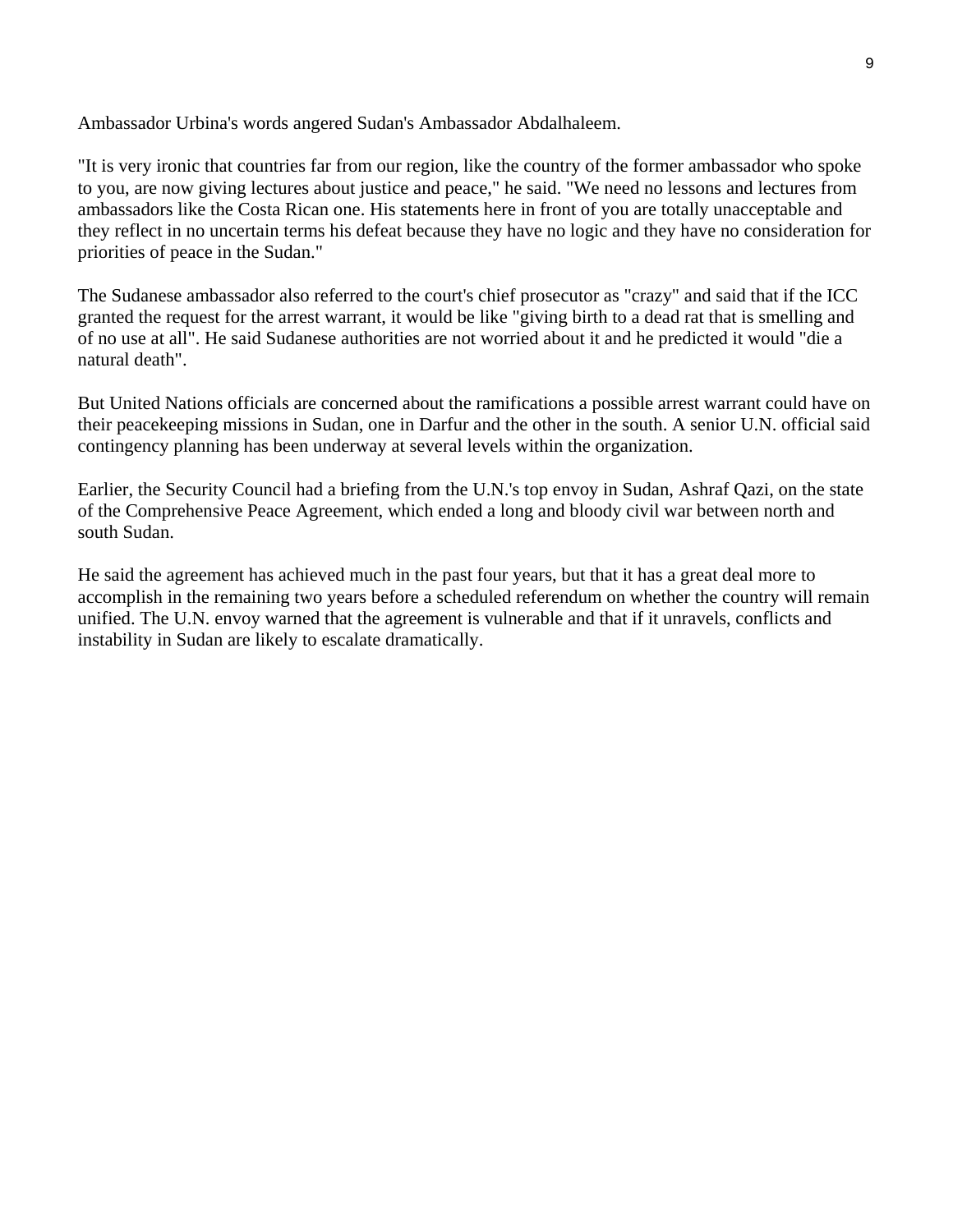Ambassador Urbina's words angered Sudan's Ambassador Abdalhaleem.

"It is very ironic that countries far from our region, like the country of the former ambassador who spoke to you, are now giving lectures about justice and peace," he said. "We need no lessons and lectures from ambassadors like the Costa Rican one. His statements here in front of you are totally unacceptable and they reflect in no uncertain terms his defeat because they have no logic and they have no consideration for priorities of peace in the Sudan."

The Sudanese ambassador also referred to the court's chief prosecutor as "crazy" and said that if the ICC granted the request for the arrest warrant, it would be like "giving birth to a dead rat that is smelling and of no use at all". He said Sudanese authorities are not worried about it and he predicted it would "die a natural death".

But United Nations officials are concerned about the ramifications a possible arrest warrant could have on their peacekeeping missions in Sudan, one in Darfur and the other in the south. A senior U.N. official said contingency planning has been underway at several levels within the organization.

Earlier, the Security Council had a briefing from the U.N.'s top envoy in Sudan, Ashraf Qazi, on the state of the Comprehensive Peace Agreement, which ended a long and bloody civil war between north and south Sudan.

He said the agreement has achieved much in the past four years, but that it has a great deal more to accomplish in the remaining two years before a scheduled referendum on whether the country will remain unified. The U.N. envoy warned that the agreement is vulnerable and that if it unravels, conflicts and instability in Sudan are likely to escalate dramatically.